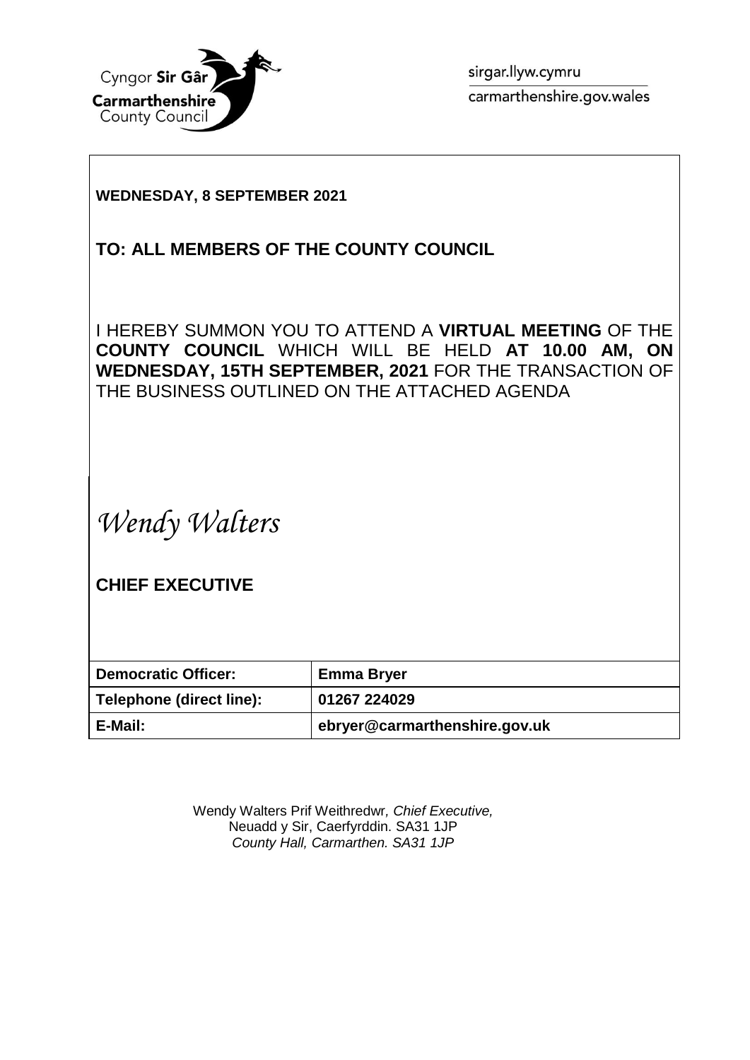Cyngor **Sir Gâr**
**Carmarthenshire**
County Council

sirgar.llyw.cymru
carmarthenshire.gov.wales

**WEDNESDAY, 8 SEPTEMBER 2021**

**TO: ALL MEMBERS OF THE COUNTY COUNCIL**

I HEREBY SUMMON YOU TO ATTEND A **VIRTUAL MEETING** OF THE **COUNTY COUNCIL** WHICH WILL BE HELD **AT 10.00 AM, ON WEDNESDAY, 15TH SEPTEMBER, 2021** FOR THE TRANSACTION OF THE BUSINESS OUTLINED ON THE ATTACHED AGENDA

*Wendy Walters*

**CHIEF EXECUTIVE**

| **Democratic Officer:** | **Emma Bryer** |
| --- | --- |
| **Telephone (direct line):** | **01267 224029** |
| **E-Mail:** | **ebryer@carmarthenshire.gov.uk** |

Wendy Walters Prif Weithredwr*, Chief Executive,*
Neuadd y Sir, Caerfyrddin. SA31 1JP
*County Hall, Carmarthen. SA31 1JP*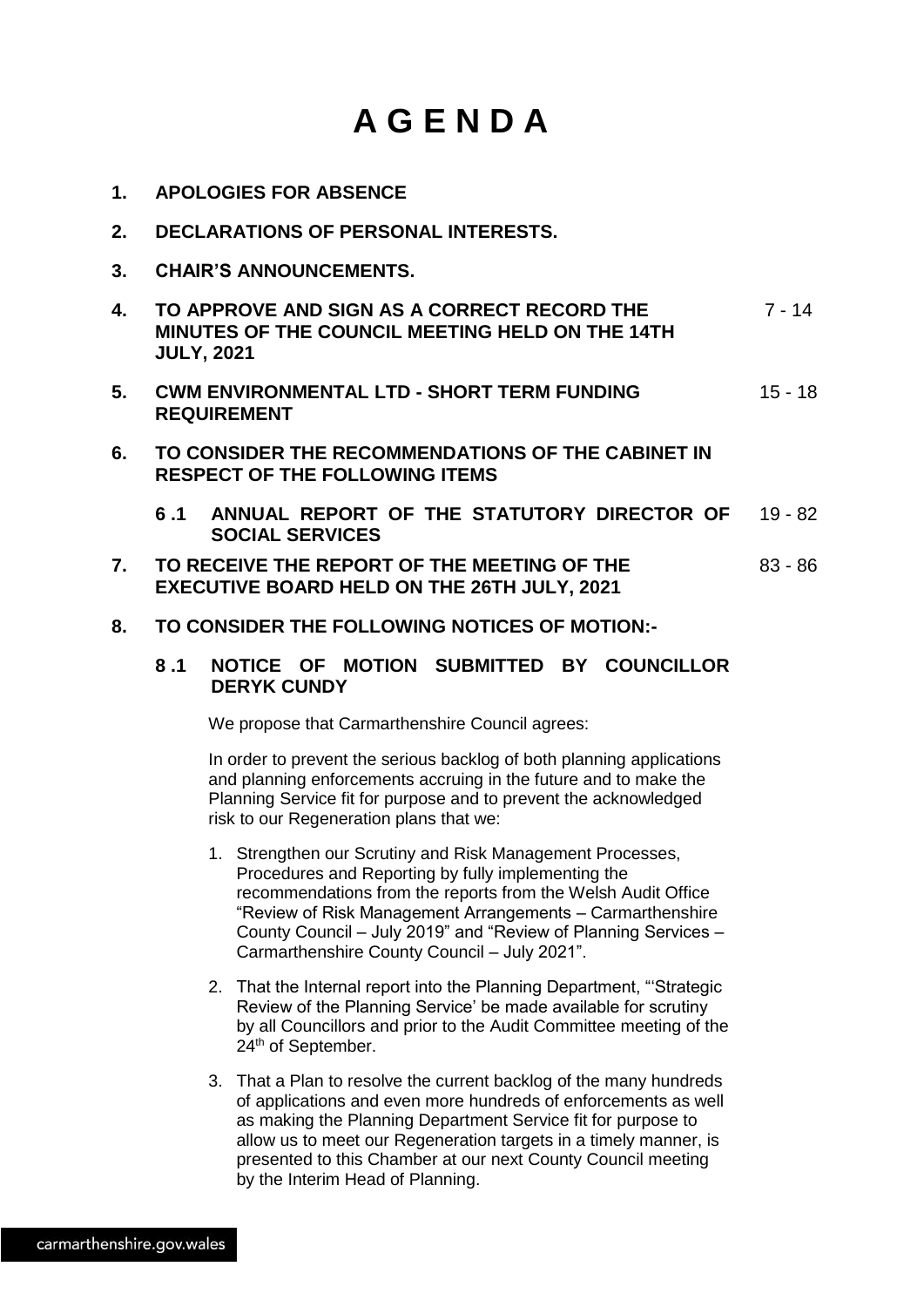# A G E N D A

**1. APOLOGIES FOR ABSENCE**

**2. DECLARATIONS OF PERSONAL INTERESTS.**

**3. CHAIR'S ANNOUNCEMENTS.**

**4. TO APPROVE AND SIGN AS A CORRECT RECORD THE MINUTES OF THE COUNCIL MEETING HELD ON THE 14TH JULY, 2021** — 7 - 14

**5. CWM ENVIRONMENTAL LTD - SHORT TERM FUNDING REQUIREMENT** — 15 - 18

**6. TO CONSIDER THE RECOMMENDATIONS OF THE CABINET IN RESPECT OF THE FOLLOWING ITEMS**

**6 .1 ANNUAL REPORT OF THE STATUTORY DIRECTOR OF SOCIAL SERVICES** — 19 - 82

**7. TO RECEIVE THE REPORT OF THE MEETING OF THE EXECUTIVE BOARD HELD ON THE 26TH JULY, 2021** — 83 - 86

**8. TO CONSIDER THE FOLLOWING NOTICES OF MOTION:-**

**8 .1 NOTICE OF MOTION SUBMITTED BY COUNCILLOR DERYK CUNDY**

We propose that Carmarthenshire Council agrees:

In order to prevent the serious backlog of both planning applications and planning enforcements accruing in the future and to make the Planning Service fit for purpose and to prevent the acknowledged risk to our Regeneration plans that we:

1. Strengthen our Scrutiny and Risk Management Processes, Procedures and Reporting by fully implementing the recommendations from the reports from the Welsh Audit Office "Review of Risk Management Arrangements – Carmarthenshire County Council – July 2019" and "Review of Planning Services – Carmarthenshire County Council – July 2021".
2. That the Internal report into the Planning Department, "'Strategic Review of the Planning Service' be made available for scrutiny by all Councillors and prior to the Audit Committee meeting of the 24th of September.
3. That a Plan to resolve the current backlog of the many hundreds of applications and even more hundreds of enforcements as well as making the Planning Department Service fit for purpose to allow us to meet our Regeneration targets in a timely manner, is presented to this Chamber at our next County Council meeting by the Interim Head of Planning.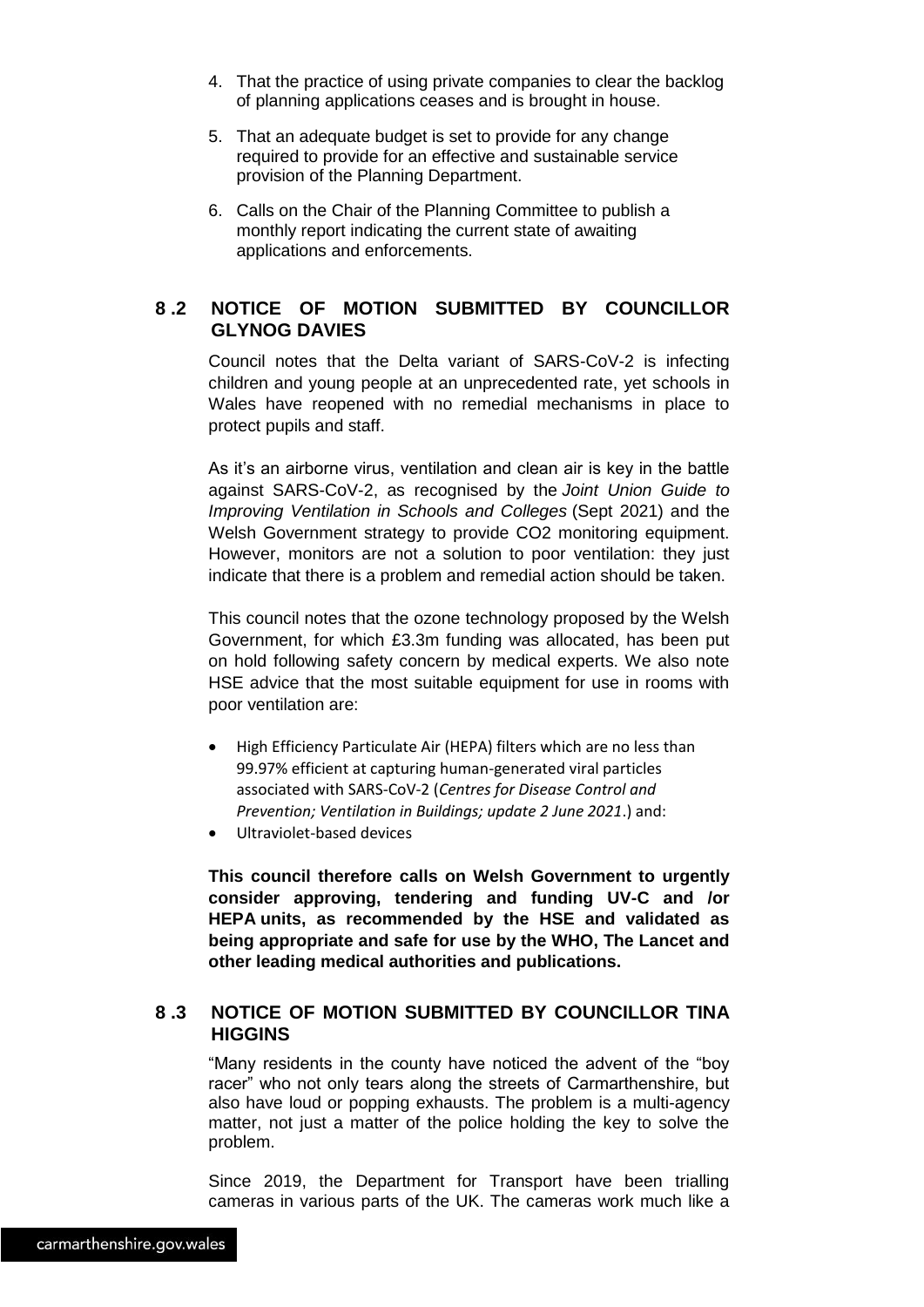4. That the practice of using private companies to clear the backlog of planning applications ceases and is brought in house.
5. That an adequate budget is set to provide for any change required to provide for an effective and sustainable service provision of the Planning Department.
6. Calls on the Chair of the Planning Committee to publish a monthly report indicating the current state of awaiting applications and enforcements.

## 8 .2 NOTICE OF MOTION SUBMITTED BY COUNCILLOR GLYNOG DAVIES

Council notes that the Delta variant of SARS-CoV-2 is infecting children and young people at an unprecedented rate, yet schools in Wales have reopened with no remedial mechanisms in place to protect pupils and staff.

As it's an airborne virus, ventilation and clean air is key in the battle against SARS-CoV-2, as recognised by the *Joint Union Guide to Improving Ventilation in Schools and Colleges* (Sept 2021) and the Welsh Government strategy to provide CO2 monitoring equipment. However, monitors are not a solution to poor ventilation: they just indicate that there is a problem and remedial action should be taken.

This council notes that the ozone technology proposed by the Welsh Government, for which £3.3m funding was allocated, has been put on hold following safety concern by medical experts. We also note HSE advice that the most suitable equipment for use in rooms with poor ventilation are:

- High Efficiency Particulate Air (HEPA) filters which are no less than 99.97% efficient at capturing human-generated viral particles associated with SARS-CoV-2 (*Centres for Disease Control and Prevention; Ventilation in Buildings; update 2 June 2021*.) and:
- Ultraviolet-based devices

**This council therefore calls on Welsh Government to urgently consider approving, tendering and funding UV-C and /or HEPA units, as recommended by the HSE and validated as being appropriate and safe for use by the WHO, The Lancet and other leading medical authorities and publications.**

## 8 .3 NOTICE OF MOTION SUBMITTED BY COUNCILLOR TINA HIGGINS

"Many residents in the county have noticed the advent of the "boy racer" who not only tears along the streets of Carmarthenshire, but also have loud or popping exhausts. The problem is a multi-agency matter, not just a matter of the police holding the key to solve the problem.

Since 2019, the Department for Transport have been trialling cameras in various parts of the UK. The cameras work much like a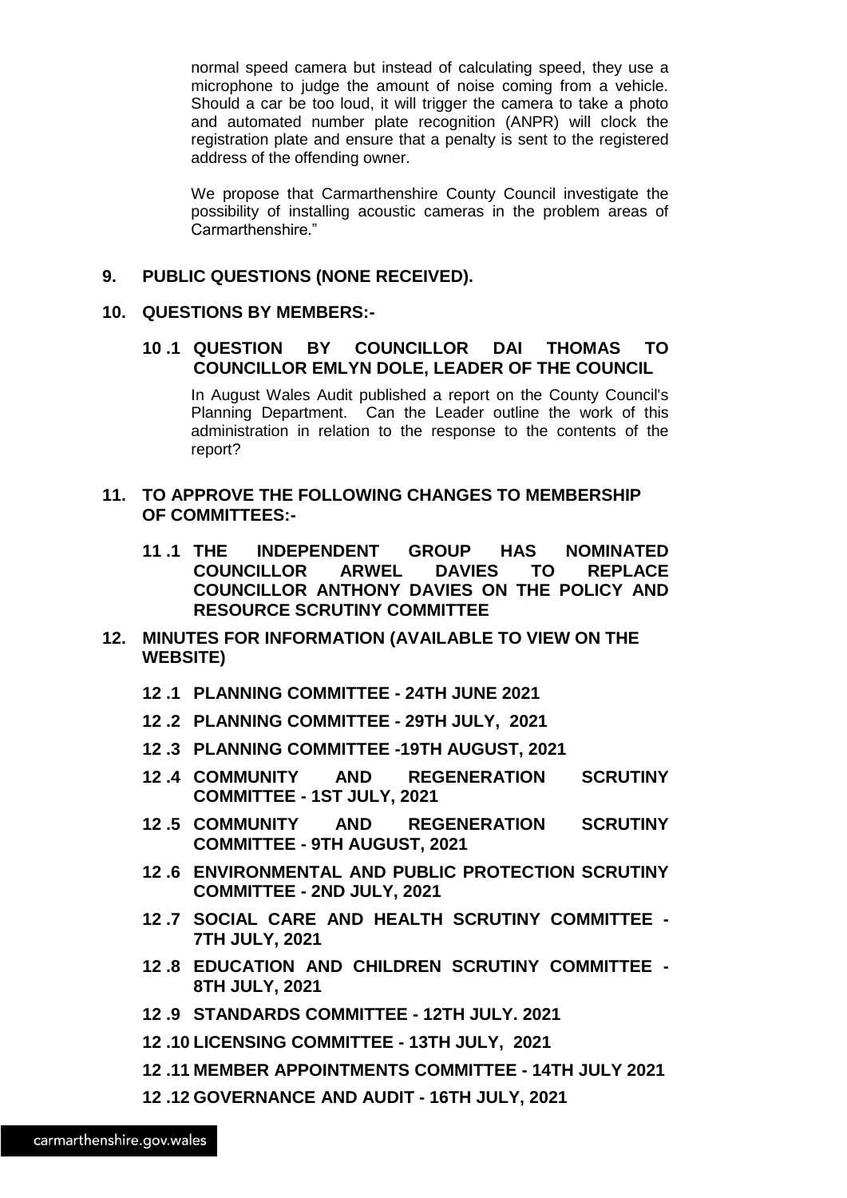normal speed camera but instead of calculating speed, they use a microphone to judge the amount of noise coming from a vehicle. Should a car be too loud, it will trigger the camera to take a photo and automated number plate recognition (ANPR) will clock the registration plate and ensure that a penalty is sent to the registered address of the offending owner.

We propose that Carmarthenshire County Council investigate the possibility of installing acoustic cameras in the problem areas of Carmarthenshire."

**9. PUBLIC QUESTIONS (NONE RECEIVED).**

**10. QUESTIONS BY MEMBERS:-**

**10 .1 QUESTION BY COUNCILLOR DAI THOMAS TO COUNCILLOR EMLYN DOLE, LEADER OF THE COUNCIL**

In August Wales Audit published a report on the County Council's Planning Department. Can the Leader outline the work of this administration in relation to the response to the contents of the report?

**11. TO APPROVE THE FOLLOWING CHANGES TO MEMBERSHIP OF COMMITTEES:-**

**11 .1 THE INDEPENDENT GROUP HAS NOMINATED COUNCILLOR ARWEL DAVIES TO REPLACE COUNCILLOR ANTHONY DAVIES ON THE POLICY AND RESOURCE SCRUTINY COMMITTEE**

**12. MINUTES FOR INFORMATION (AVAILABLE TO VIEW ON THE WEBSITE)**

**12 .1 PLANNING COMMITTEE - 24TH JUNE 2021**

**12 .2 PLANNING COMMITTEE - 29TH JULY, 2021**

**12 .3 PLANNING COMMITTEE -19TH AUGUST, 2021**

**12 .4 COMMUNITY AND REGENERATION SCRUTINY COMMITTEE - 1ST JULY, 2021**

**12 .5 COMMUNITY AND REGENERATION SCRUTINY COMMITTEE - 9TH AUGUST, 2021**

**12 .6 ENVIRONMENTAL AND PUBLIC PROTECTION SCRUTINY COMMITTEE - 2ND JULY, 2021**

**12 .7 SOCIAL CARE AND HEALTH SCRUTINY COMMITTEE - 7TH JULY, 2021**

**12 .8 EDUCATION AND CHILDREN SCRUTINY COMMITTEE - 8TH JULY, 2021**

**12 .9 STANDARDS COMMITTEE - 12TH JULY. 2021**

**12 .10 LICENSING COMMITTEE - 13TH JULY, 2021**

**12 .11 MEMBER APPOINTMENTS COMMITTEE - 14TH JULY 2021**

**12 .12 GOVERNANCE AND AUDIT - 16TH JULY, 2021**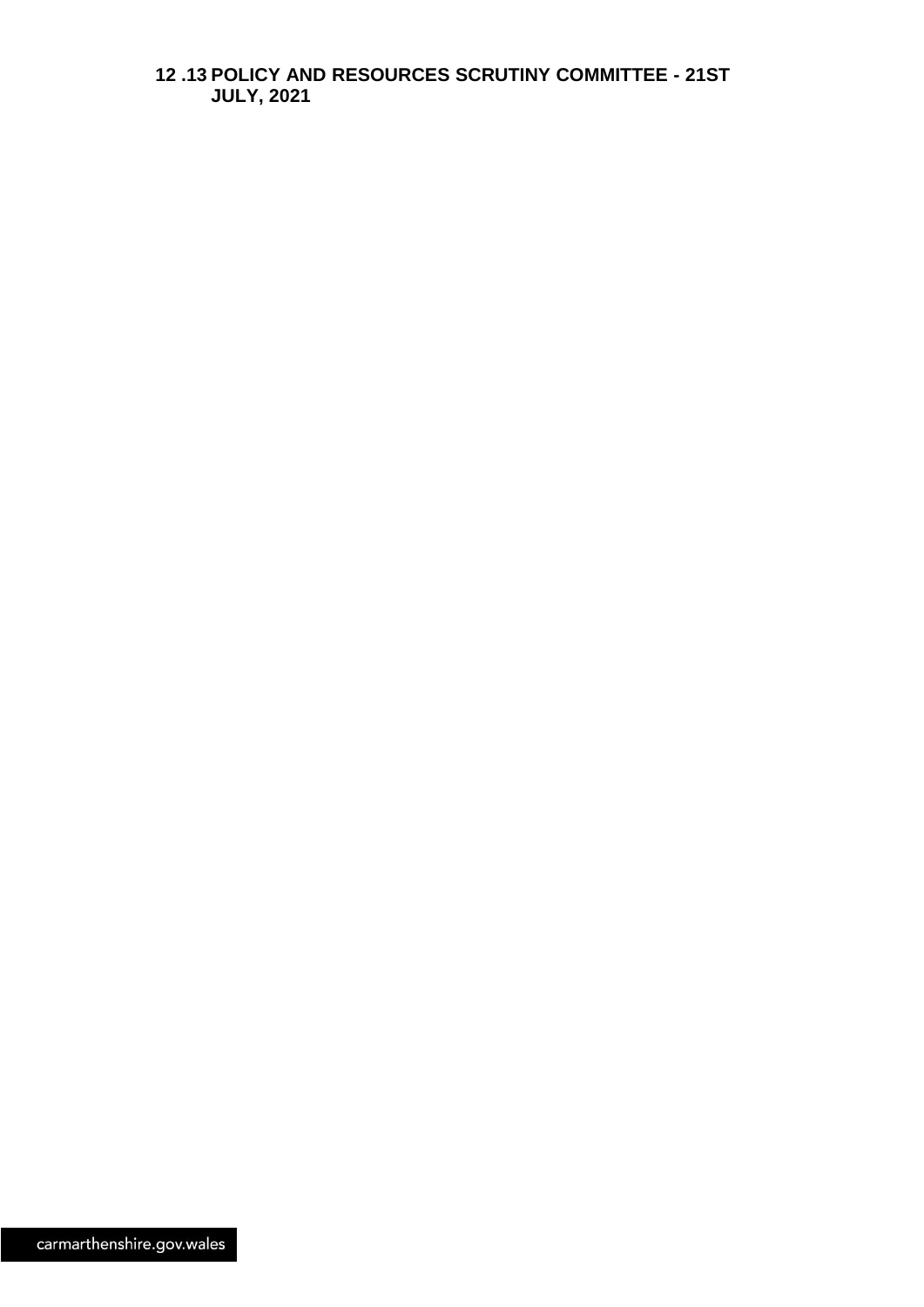## 12 .13 POLICY AND RESOURCES SCRUTINY COMMITTEE - 21ST JULY, 2021